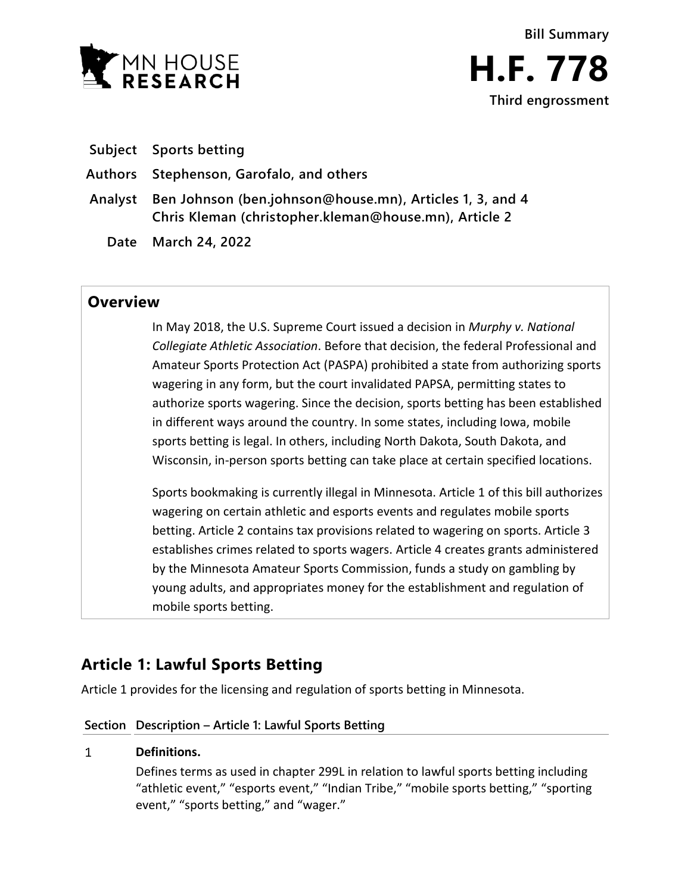MN HOUSE RESEARCH

**Bill Summary**

# H.F. 778

**Third engrossment**

| | |
|---|---|
| **Subject** | **Sports betting** |
| **Authors** | **Stephenson, Garofalo, and others** |
| **Analyst** | **Ben Johnson (ben.johnson@house.mn), Articles 1, 3, and 4**<br>**Chris Kleman (christopher.kleman@house.mn), Article 2** |
| **Date** | **March 24, 2022** |

## Overview

In May 2018, the U.S. Supreme Court issued a decision in *Murphy v. National Collegiate Athletic Association*. Before that decision, the federal Professional and Amateur Sports Protection Act (PASPA) prohibited a state from authorizing sports wagering in any form, but the court invalidated PAPSA, permitting states to authorize sports wagering. Since the decision, sports betting has been established in different ways around the country. In some states, including Iowa, mobile sports betting is legal. In others, including North Dakota, South Dakota, and Wisconsin, in-person sports betting can take place at certain specified locations.

Sports bookmaking is currently illegal in Minnesota. Article 1 of this bill authorizes wagering on certain athletic and esports events and regulates mobile sports betting. Article 2 contains tax provisions related to wagering on sports. Article 3 establishes crimes related to sports wagers. Article 4 creates grants administered by the Minnesota Amateur Sports Commission, funds a study on gambling by young adults, and appropriates money for the establishment and regulation of mobile sports betting.

## Article 1: Lawful Sports Betting

Article 1 provides for the licensing and regulation of sports betting in Minnesota.

| Section | Description – Article 1: Lawful Sports Betting |
|---|---|
| 1 | **Definitions.**<br>Defines terms as used in chapter 299L in relation to lawful sports betting including "athletic event," "esports event," "Indian Tribe," "mobile sports betting," "sporting event," "sports betting," and "wager." |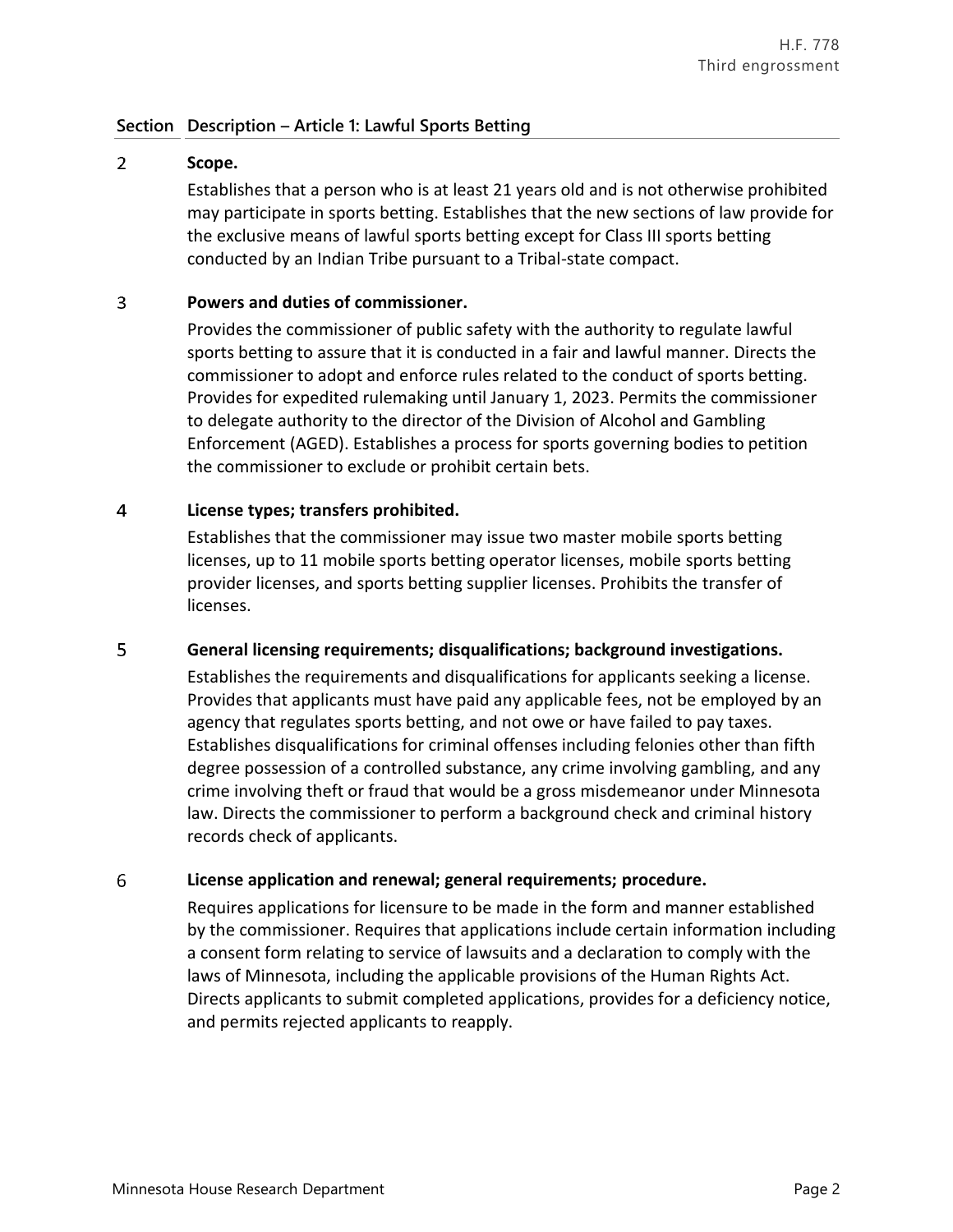| Section | Description – Article 1: Lawful Sports Betting |
|---|---|
| 2 | **Scope.**<br>Establishes that a person who is at least 21 years old and is not otherwise prohibited may participate in sports betting. Establishes that the new sections of law provide for the exclusive means of lawful sports betting except for Class III sports betting conducted by an Indian Tribe pursuant to a Tribal-state compact. |
| 3 | **Powers and duties of commissioner.**<br>Provides the commissioner of public safety with the authority to regulate lawful sports betting to assure that it is conducted in a fair and lawful manner. Directs the commissioner to adopt and enforce rules related to the conduct of sports betting. Provides for expedited rulemaking until January 1, 2023. Permits the commissioner to delegate authority to the director of the Division of Alcohol and Gambling Enforcement (AGED). Establishes a process for sports governing bodies to petition the commissioner to exclude or prohibit certain bets. |
| 4 | **License types; transfers prohibited.**<br>Establishes that the commissioner may issue two master mobile sports betting licenses, up to 11 mobile sports betting operator licenses, mobile sports betting provider licenses, and sports betting supplier licenses. Prohibits the transfer of licenses. |
| 5 | **General licensing requirements; disqualifications; background investigations.**<br>Establishes the requirements and disqualifications for applicants seeking a license. Provides that applicants must have paid any applicable fees, not be employed by an agency that regulates sports betting, and not owe or have failed to pay taxes. Establishes disqualifications for criminal offenses including felonies other than fifth degree possession of a controlled substance, any crime involving gambling, and any crime involving theft or fraud that would be a gross misdemeanor under Minnesota law. Directs the commissioner to perform a background check and criminal history records check of applicants. |
| 6 | **License application and renewal; general requirements; procedure.**<br>Requires applications for licensure to be made in the form and manner established by the commissioner. Requires that applications include certain information including a consent form relating to service of lawsuits and a declaration to comply with the laws of Minnesota, including the applicable provisions of the Human Rights Act. Directs applicants to submit completed applications, provides for a deficiency notice, and permits rejected applicants to reapply. |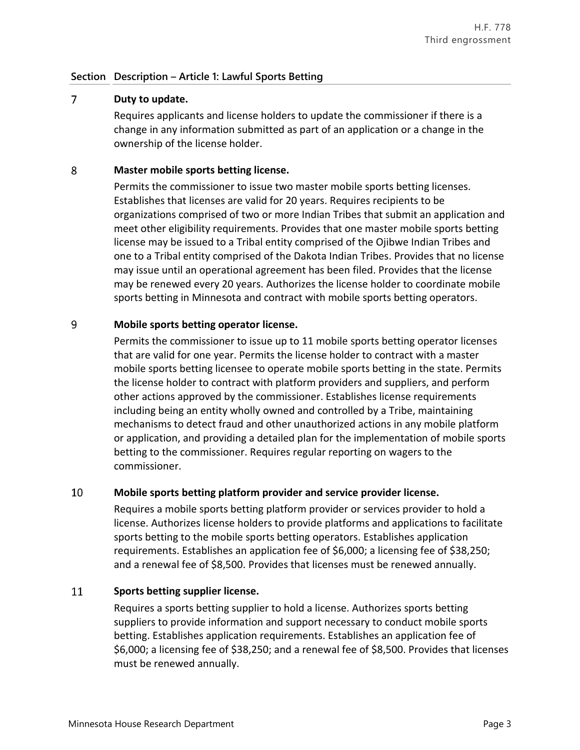| Section | Description – Article 1: Lawful Sports Betting |
|---|---|
| 7 | **Duty to update.** Requires applicants and license holders to update the commissioner if there is a change in any information submitted as part of an application or a change in the ownership of the license holder. |
| 8 | **Master mobile sports betting license.** Permits the commissioner to issue two master mobile sports betting licenses. Establishes that licenses are valid for 20 years. Requires recipients to be organizations comprised of two or more Indian Tribes that submit an application and meet other eligibility requirements. Provides that one master mobile sports betting license may be issued to a Tribal entity comprised of the Ojibwe Indian Tribes and one to a Tribal entity comprised of the Dakota Indian Tribes. Provides that no license may issue until an operational agreement has been filed. Provides that the license may be renewed every 20 years. Authorizes the license holder to coordinate mobile sports betting in Minnesota and contract with mobile sports betting operators. |
| 9 | **Mobile sports betting operator license.** Permits the commissioner to issue up to 11 mobile sports betting operator licenses that are valid for one year. Permits the license holder to contract with a master mobile sports betting licensee to operate mobile sports betting in the state. Permits the license holder to contract with platform providers and suppliers, and perform other actions approved by the commissioner. Establishes license requirements including being an entity wholly owned and controlled by a Tribe, maintaining mechanisms to detect fraud and other unauthorized actions in any mobile platform or application, and providing a detailed plan for the implementation of mobile sports betting to the commissioner. Requires regular reporting on wagers to the commissioner. |
| 10 | **Mobile sports betting platform provider and service provider license.** Requires a mobile sports betting platform provider or services provider to hold a license. Authorizes license holders to provide platforms and applications to facilitate sports betting to the mobile sports betting operators. Establishes application requirements. Establishes an application fee of $6,000; a licensing fee of $38,250; and a renewal fee of $8,500. Provides that licenses must be renewed annually. |
| 11 | **Sports betting supplier license.** Requires a sports betting supplier to hold a license. Authorizes sports betting suppliers to provide information and support necessary to conduct mobile sports betting. Establishes application requirements. Establishes an application fee of $6,000; a licensing fee of $38,250; and a renewal fee of $8,500. Provides that licenses must be renewed annually. |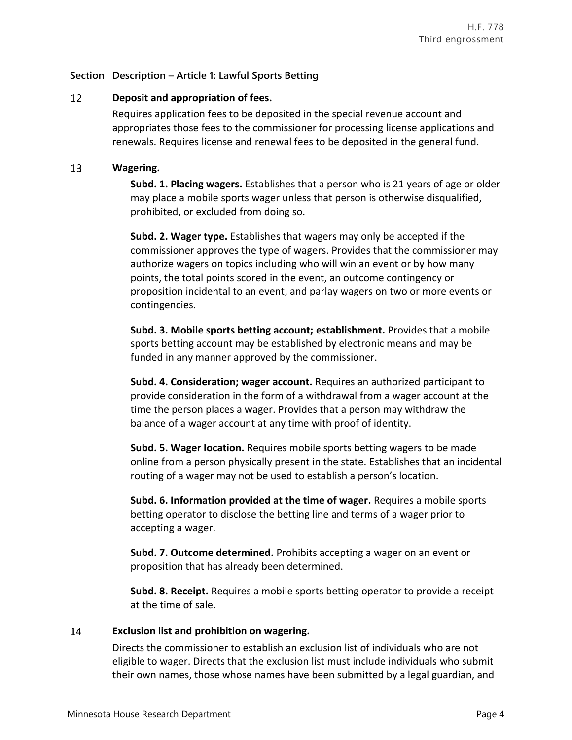**Section Description – Article 1: Lawful Sports Betting**

**12 Deposit and appropriation of fees.**

Requires application fees to be deposited in the special revenue account and appropriates those fees to the commissioner for processing license applications and renewals. Requires license and renewal fees to be deposited in the general fund.

**13 Wagering.**

**Subd. 1. Placing wagers.** Establishes that a person who is 21 years of age or older may place a mobile sports wager unless that person is otherwise disqualified, prohibited, or excluded from doing so.

**Subd. 2. Wager type.** Establishes that wagers may only be accepted if the commissioner approves the type of wagers. Provides that the commissioner may authorize wagers on topics including who will win an event or by how many points, the total points scored in the event, an outcome contingency or proposition incidental to an event, and parlay wagers on two or more events or contingencies.

**Subd. 3. Mobile sports betting account; establishment.** Provides that a mobile sports betting account may be established by electronic means and may be funded in any manner approved by the commissioner.

**Subd. 4. Consideration; wager account.** Requires an authorized participant to provide consideration in the form of a withdrawal from a wager account at the time the person places a wager. Provides that a person may withdraw the balance of a wager account at any time with proof of identity.

**Subd. 5. Wager location.** Requires mobile sports betting wagers to be made online from a person physically present in the state. Establishes that an incidental routing of a wager may not be used to establish a person's location.

**Subd. 6. Information provided at the time of wager.** Requires a mobile sports betting operator to disclose the betting line and terms of a wager prior to accepting a wager.

**Subd. 7. Outcome determined.** Prohibits accepting a wager on an event or proposition that has already been determined.

**Subd. 8. Receipt.** Requires a mobile sports betting operator to provide a receipt at the time of sale.

**14 Exclusion list and prohibition on wagering.**

Directs the commissioner to establish an exclusion list of individuals who are not eligible to wager. Directs that the exclusion list must include individuals who submit their own names, those whose names have been submitted by a legal guardian, and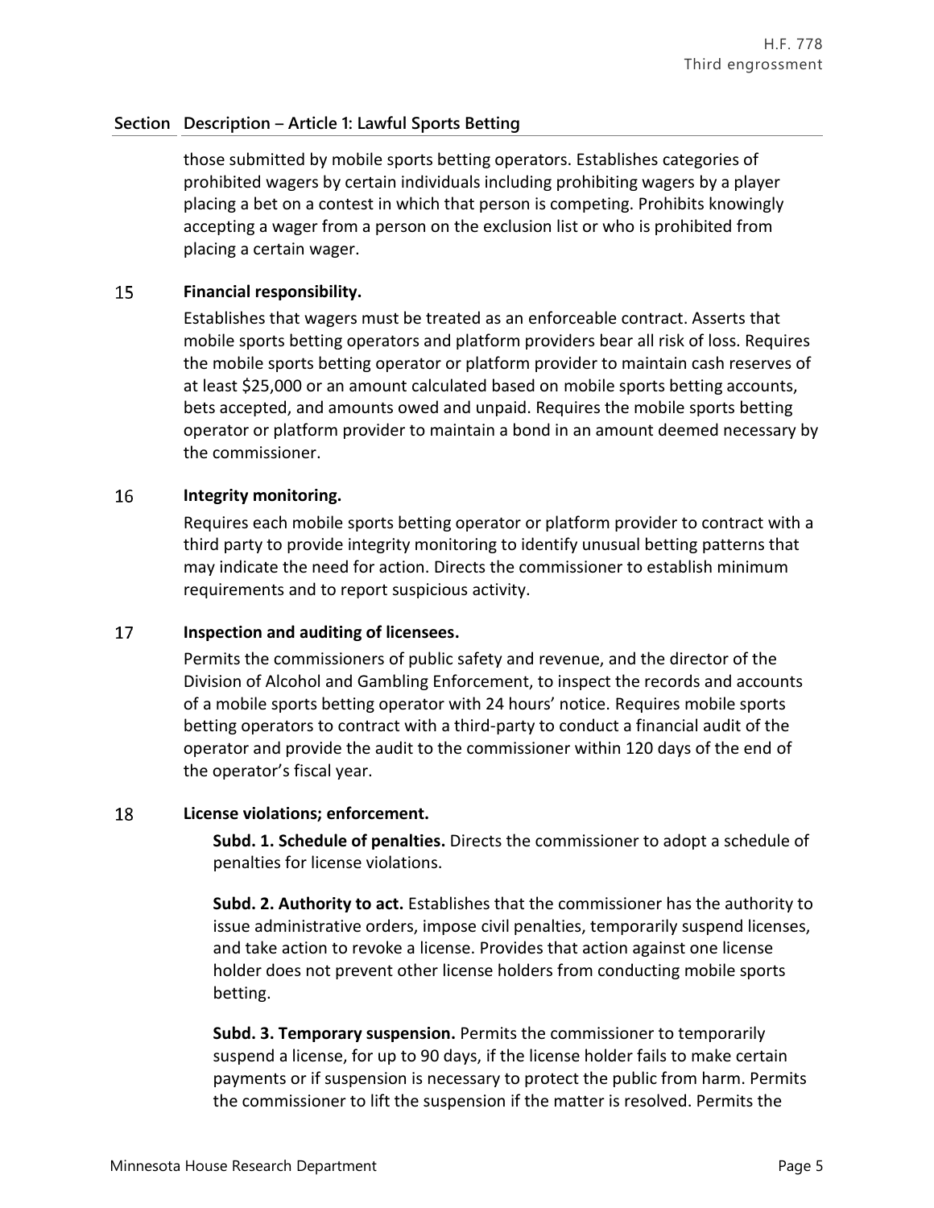| Section | Description – Article 1: Lawful Sports Betting |
|---|---|
| | those submitted by mobile sports betting operators. Establishes categories of prohibited wagers by certain individuals including prohibiting wagers by a player placing a bet on a contest in which that person is competing. Prohibits knowingly accepting a wager from a person on the exclusion list or who is prohibited from placing a certain wager. |
| 15 | **Financial responsibility.**<br>Establishes that wagers must be treated as an enforceable contract. Asserts that mobile sports betting operators and platform providers bear all risk of loss. Requires the mobile sports betting operator or platform provider to maintain cash reserves of at least $25,000 or an amount calculated based on mobile sports betting accounts, bets accepted, and amounts owed and unpaid. Requires the mobile sports betting operator or platform provider to maintain a bond in an amount deemed necessary by the commissioner. |
| 16 | **Integrity monitoring.**<br>Requires each mobile sports betting operator or platform provider to contract with a third party to provide integrity monitoring to identify unusual betting patterns that may indicate the need for action. Directs the commissioner to establish minimum requirements and to report suspicious activity. |
| 17 | **Inspection and auditing of licensees.**<br>Permits the commissioners of public safety and revenue, and the director of the Division of Alcohol and Gambling Enforcement, to inspect the records and accounts of a mobile sports betting operator with 24 hours' notice. Requires mobile sports betting operators to contract with a third-party to conduct a financial audit of the operator and provide the audit to the commissioner within 120 days of the end of the operator's fiscal year. |
| 18 | **License violations; enforcement.**<br>**Subd. 1. Schedule of penalties.** Directs the commissioner to adopt a schedule of penalties for license violations.<br><br>**Subd. 2. Authority to act.** Establishes that the commissioner has the authority to issue administrative orders, impose civil penalties, temporarily suspend licenses, and take action to revoke a license. Provides that action against one license holder does not prevent other license holders from conducting mobile sports betting.<br><br>**Subd. 3. Temporary suspension.** Permits the commissioner to temporarily suspend a license, for up to 90 days, if the license holder fails to make certain payments or if suspension is necessary to protect the public from harm. Permits the commissioner to lift the suspension if the matter is resolved. Permits the |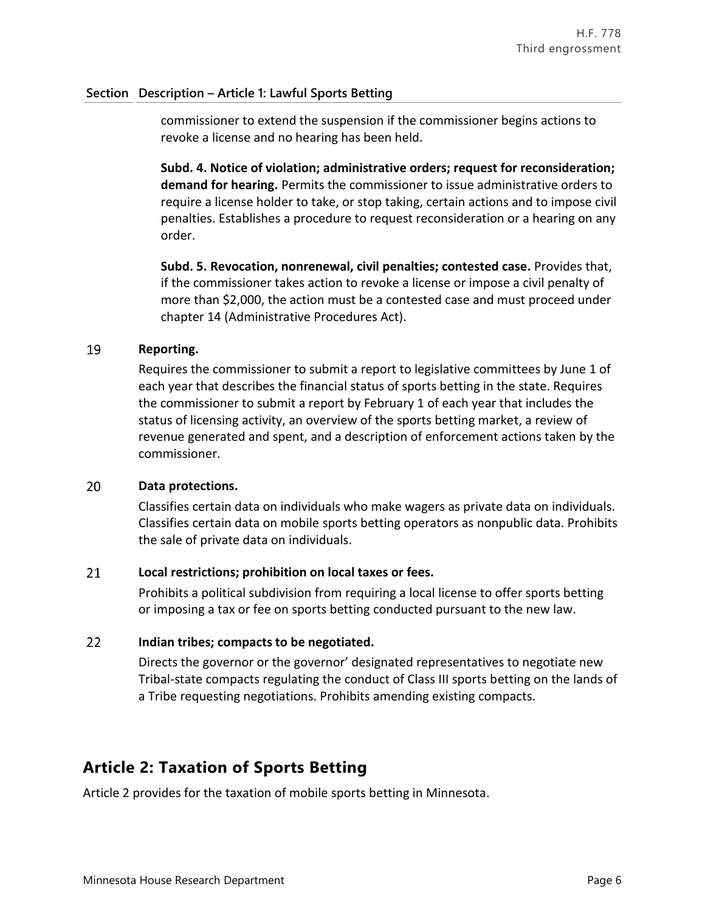**Section Description – Article 1: Lawful Sports Betting**

commissioner to extend the suspension if the commissioner begins actions to revoke a license and no hearing has been held.

**Subd. 4. Notice of violation; administrative orders; request for reconsideration; demand for hearing.** Permits the commissioner to issue administrative orders to require a license holder to take, or stop taking, certain actions and to impose civil penalties. Establishes a procedure to request reconsideration or a hearing on any order.

**Subd. 5. Revocation, nonrenewal, civil penalties; contested case.** Provides that, if the commissioner takes action to revoke a license or impose a civil penalty of more than $2,000, the action must be a contested case and must proceed under chapter 14 (Administrative Procedures Act).

19 **Reporting.**

Requires the commissioner to submit a report to legislative committees by June 1 of each year that describes the financial status of sports betting in the state. Requires the commissioner to submit a report by February 1 of each year that includes the status of licensing activity, an overview of the sports betting market, a review of revenue generated and spent, and a description of enforcement actions taken by the commissioner.

20 **Data protections.**

Classifies certain data on individuals who make wagers as private data on individuals. Classifies certain data on mobile sports betting operators as nonpublic data. Prohibits the sale of private data on individuals.

21 **Local restrictions; prohibition on local taxes or fees.**

Prohibits a political subdivision from requiring a local license to offer sports betting or imposing a tax or fee on sports betting conducted pursuant to the new law.

22 **Indian tribes; compacts to be negotiated.**

Directs the governor or the governor' designated representatives to negotiate new Tribal-state compacts regulating the conduct of Class III sports betting on the lands of a Tribe requesting negotiations. Prohibits amending existing compacts.

## Article 2: Taxation of Sports Betting

Article 2 provides for the taxation of mobile sports betting in Minnesota.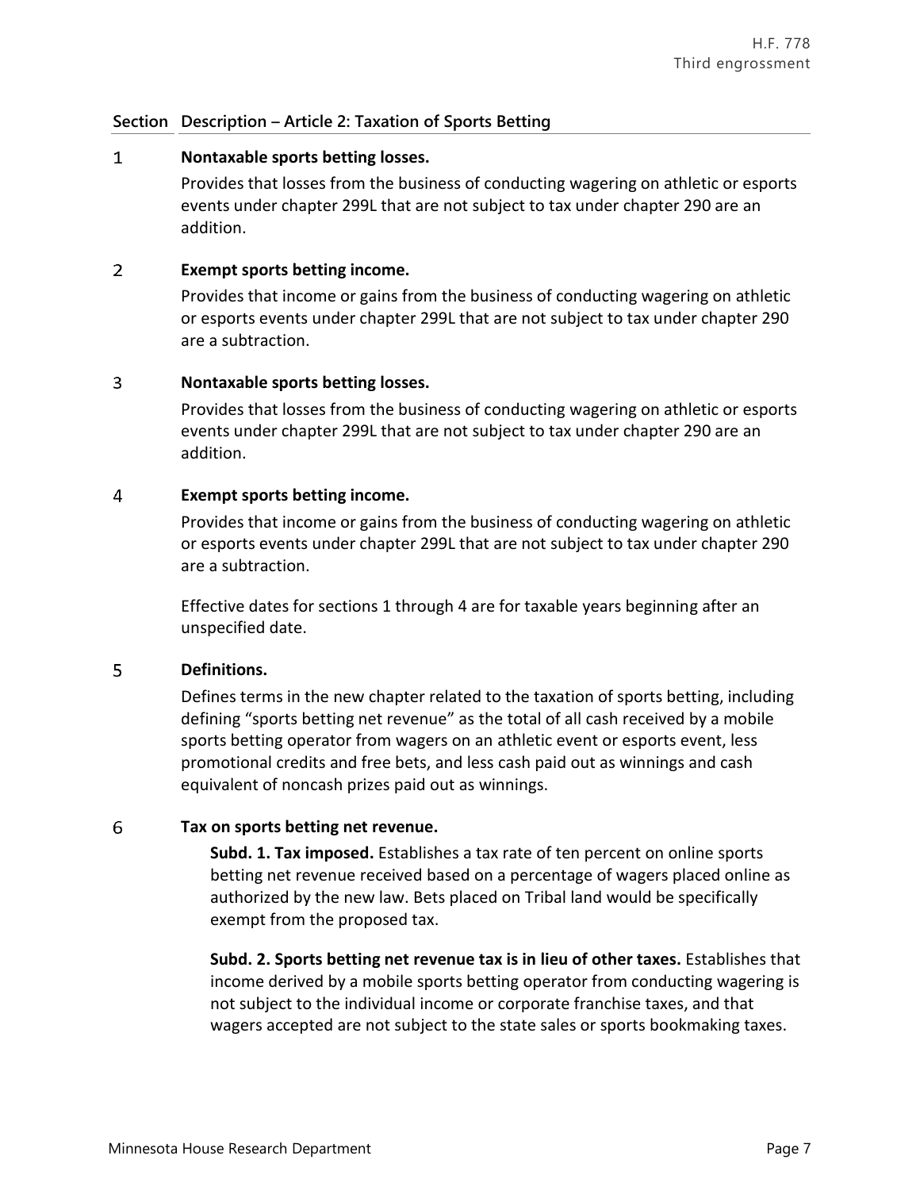## Section Description – Article 2: Taxation of Sports Betting

| Section | Description – Article 2: Taxation of Sports Betting |
|---|---|
| 1 | **Nontaxable sports betting losses.** Provides that losses from the business of conducting wagering on athletic or esports events under chapter 299L that are not subject to tax under chapter 290 are an addition. |
| 2 | **Exempt sports betting income.** Provides that income or gains from the business of conducting wagering on athletic or esports events under chapter 299L that are not subject to tax under chapter 290 are a subtraction. |
| 3 | **Nontaxable sports betting losses.** Provides that losses from the business of conducting wagering on athletic or esports events under chapter 299L that are not subject to tax under chapter 290 are an addition. |
| 4 | **Exempt sports betting income.** Provides that income or gains from the business of conducting wagering on athletic or esports events under chapter 299L that are not subject to tax under chapter 290 are a subtraction. <br><br> Effective dates for sections 1 through 4 are for taxable years beginning after an unspecified date. |
| 5 | **Definitions.** Defines terms in the new chapter related to the taxation of sports betting, including defining "sports betting net revenue" as the total of all cash received by a mobile sports betting operator from wagers on an athletic event or esports event, less promotional credits and free bets, and less cash paid out as winnings and cash equivalent of noncash prizes paid out as winnings. |
| 6 | **Tax on sports betting net revenue.** <br><br> **Subd. 1. Tax imposed.** Establishes a tax rate of ten percent on online sports betting net revenue received based on a percentage of wagers placed online as authorized by the new law. Bets placed on Tribal land would be specifically exempt from the proposed tax. <br><br> **Subd. 2. Sports betting net revenue tax is in lieu of other taxes.** Establishes that income derived by a mobile sports betting operator from conducting wagering is not subject to the individual income or corporate franchise taxes, and that wagers accepted are not subject to the state sales or sports bookmaking taxes. |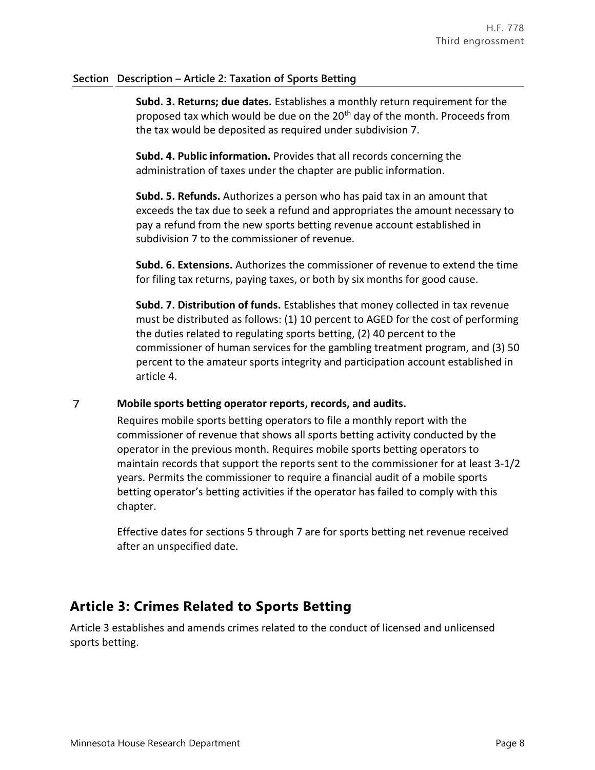| Section | Description – Article 2: Taxation of Sports Betting |
|---|---|
| | **Subd. 3. Returns; due dates.** Establishes a monthly return requirement for the proposed tax which would be due on the 20th day of the month. Proceeds from the tax would be deposited as required under subdivision 7. |
| | **Subd. 4. Public information.** Provides that all records concerning the administration of taxes under the chapter are public information. |
| | **Subd. 5. Refunds.** Authorizes a person who has paid tax in an amount that exceeds the tax due to seek a refund and appropriates the amount necessary to pay a refund from the new sports betting revenue account established in subdivision 7 to the commissioner of revenue. |
| | **Subd. 6. Extensions.** Authorizes the commissioner of revenue to extend the time for filing tax returns, paying taxes, or both by six months for good cause. |
| | **Subd. 7. Distribution of funds.** Establishes that money collected in tax revenue must be distributed as follows: (1) 10 percent to AGED for the cost of performing the duties related to regulating sports betting, (2) 40 percent to the commissioner of human services for the gambling treatment program, and (3) 50 percent to the amateur sports integrity and participation account established in article 4. |
| 7 | **Mobile sports betting operator reports, records, and audits.** Requires mobile sports betting operators to file a monthly report with the commissioner of revenue that shows all sports betting activity conducted by the operator in the previous month. Requires mobile sports betting operators to maintain records that support the reports sent to the commissioner for at least 3-1/2 years. Permits the commissioner to require a financial audit of a mobile sports betting operator's betting activities if the operator has failed to comply with this chapter. Effective dates for sections 5 through 7 are for sports betting net revenue received after an unspecified date. |

## Article 3: Crimes Related to Sports Betting

Article 3 establishes and amends crimes related to the conduct of licensed and unlicensed sports betting.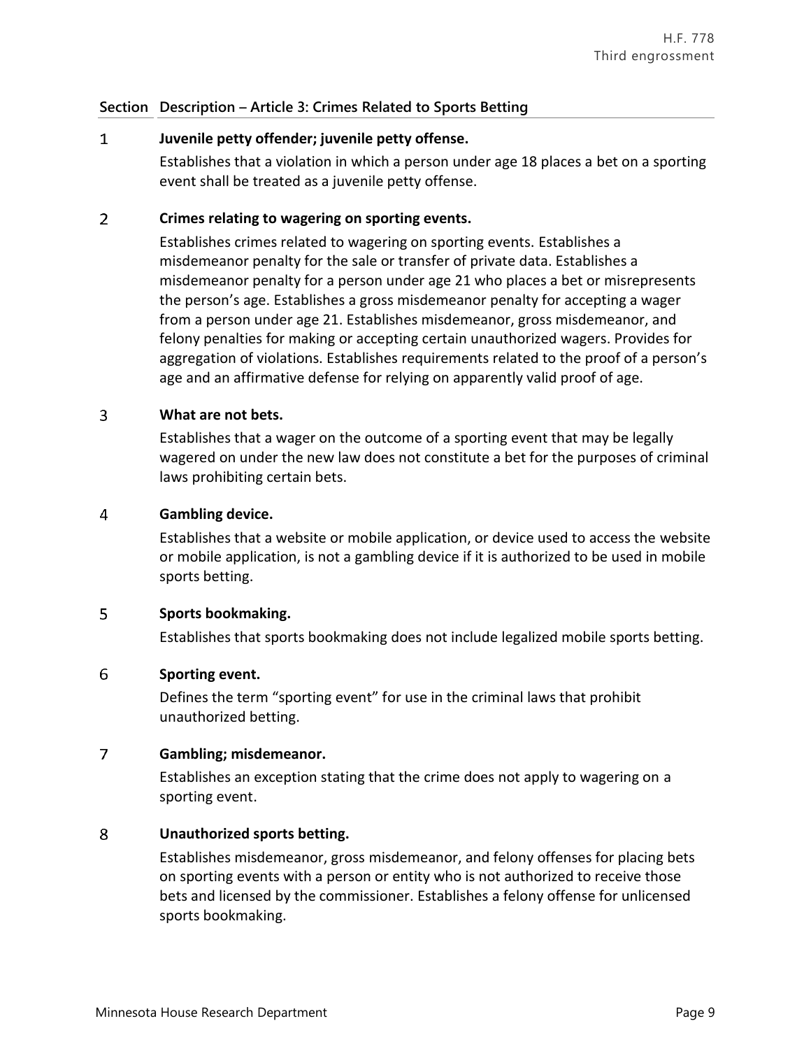| Section | Description – Article 3: Crimes Related to Sports Betting |
|---|---|

1 **Juvenile petty offender; juvenile petty offense.**

Establishes that a violation in which a person under age 18 places a bet on a sporting event shall be treated as a juvenile petty offense.

2 **Crimes relating to wagering on sporting events.**

Establishes crimes related to wagering on sporting events. Establishes a misdemeanor penalty for the sale or transfer of private data. Establishes a misdemeanor penalty for a person under age 21 who places a bet or misrepresents the person's age. Establishes a gross misdemeanor penalty for accepting a wager from a person under age 21. Establishes misdemeanor, gross misdemeanor, and felony penalties for making or accepting certain unauthorized wagers. Provides for aggregation of violations. Establishes requirements related to the proof of a person's age and an affirmative defense for relying on apparently valid proof of age.

3 **What are not bets.**

Establishes that a wager on the outcome of a sporting event that may be legally wagered on under the new law does not constitute a bet for the purposes of criminal laws prohibiting certain bets.

4 **Gambling device.**

Establishes that a website or mobile application, or device used to access the website or mobile application, is not a gambling device if it is authorized to be used in mobile sports betting.

5 **Sports bookmaking.**

Establishes that sports bookmaking does not include legalized mobile sports betting.

6 **Sporting event.**

Defines the term "sporting event" for use in the criminal laws that prohibit unauthorized betting.

7 **Gambling; misdemeanor.**

Establishes an exception stating that the crime does not apply to wagering on a sporting event.

8 **Unauthorized sports betting.**

Establishes misdemeanor, gross misdemeanor, and felony offenses for placing bets on sporting events with a person or entity who is not authorized to receive those bets and licensed by the commissioner. Establishes a felony offense for unlicensed sports bookmaking.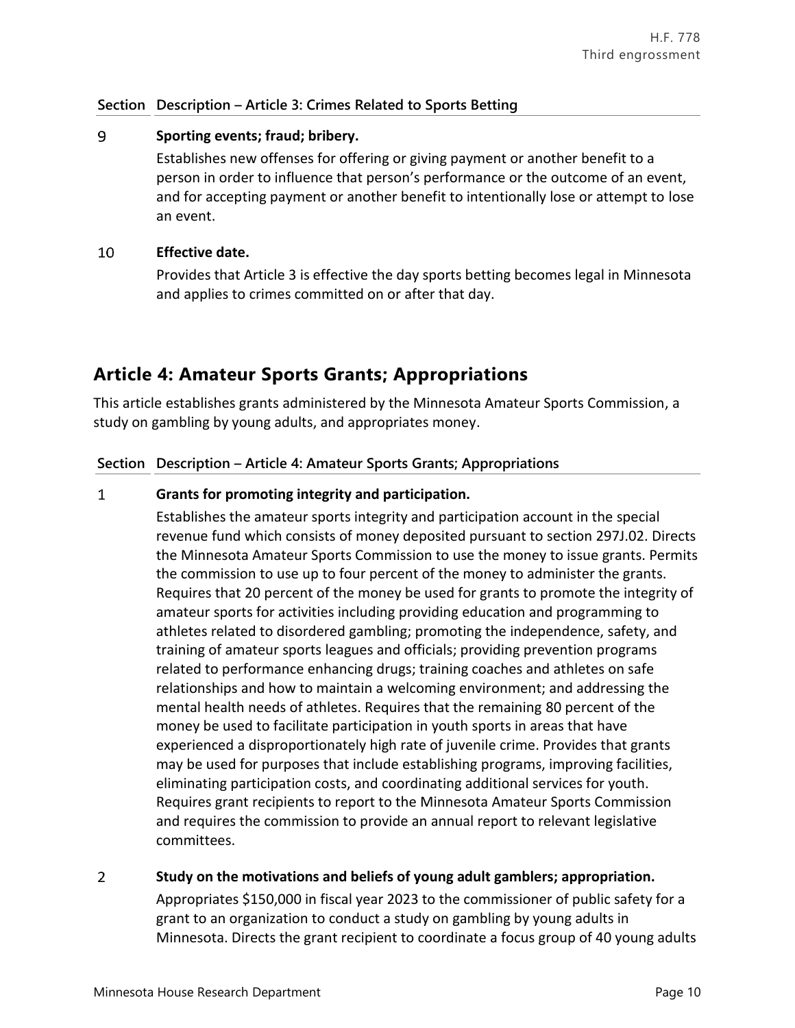| Section | Description – Article 3: Crimes Related to Sports Betting |
|---|---|
| 9 | **Sporting events; fraud; bribery.** Establishes new offenses for offering or giving payment or another benefit to a person in order to influence that person's performance or the outcome of an event, and for accepting payment or another benefit to intentionally lose or attempt to lose an event. |
| 10 | **Effective date.** Provides that Article 3 is effective the day sports betting becomes legal in Minnesota and applies to crimes committed on or after that day. |

## Article 4: Amateur Sports Grants; Appropriations

This article establishes grants administered by the Minnesota Amateur Sports Commission, a study on gambling by young adults, and appropriates money.

| Section | Description – Article 4: Amateur Sports Grants; Appropriations |
|---|---|
| 1 | **Grants for promoting integrity and participation.** Establishes the amateur sports integrity and participation account in the special revenue fund which consists of money deposited pursuant to section 297J.02. Directs the Minnesota Amateur Sports Commission to use the money to issue grants. Permits the commission to use up to four percent of the money to administer the grants. Requires that 20 percent of the money be used for grants to promote the integrity of amateur sports for activities including providing education and programming to athletes related to disordered gambling; promoting the independence, safety, and training of amateur sports leagues and officials; providing prevention programs related to performance enhancing drugs; training coaches and athletes on safe relationships and how to maintain a welcoming environment; and addressing the mental health needs of athletes. Requires that the remaining 80 percent of the money be used to facilitate participation in youth sports in areas that have experienced a disproportionately high rate of juvenile crime. Provides that grants may be used for purposes that include establishing programs, improving facilities, eliminating participation costs, and coordinating additional services for youth. Requires grant recipients to report to the Minnesota Amateur Sports Commission and requires the commission to provide an annual report to relevant legislative committees. |
| 2 | **Study on the motivations and beliefs of young adult gamblers; appropriation.** Appropriates $150,000 in fiscal year 2023 to the commissioner of public safety for a grant to an organization to conduct a study on gambling by young adults in Minnesota. Directs the grant recipient to coordinate a focus group of 40 young adults |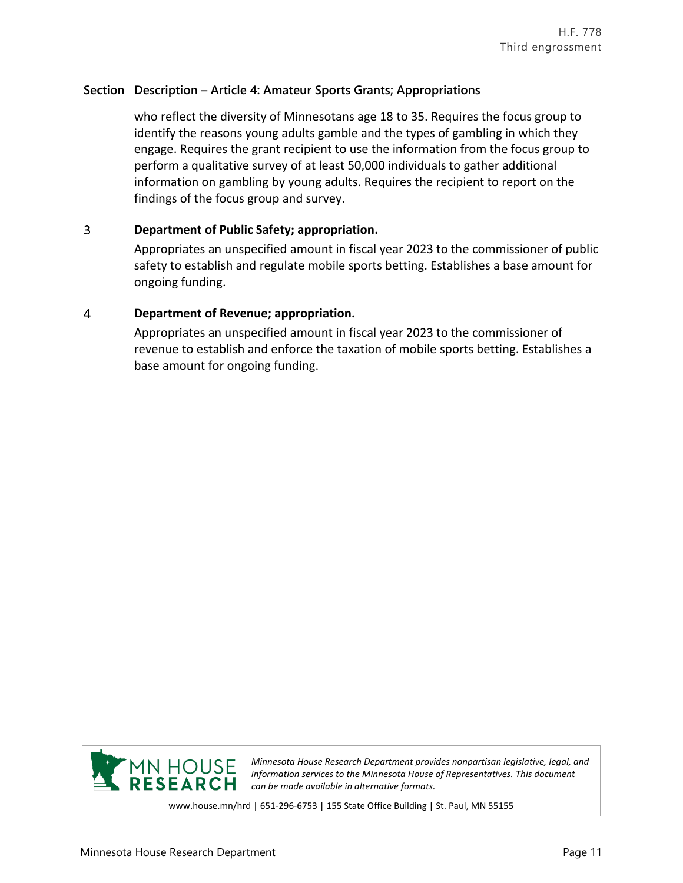| Section | Description – Article 4: Amateur Sports Grants; Appropriations |
| --- | --- |
| | who reflect the diversity of Minnesotans age 18 to 35. Requires the focus group to identify the reasons young adults gamble and the types of gambling in which they engage. Requires the grant recipient to use the information from the focus group to perform a qualitative survey of at least 50,000 individuals to gather additional information on gambling by young adults. Requires the recipient to report on the findings of the focus group and survey. |
| 3 | **Department of Public Safety; appropriation.** Appropriates an unspecified amount in fiscal year 2023 to the commissioner of public safety to establish and regulate mobile sports betting. Establishes a base amount for ongoing funding. |
| 4 | **Department of Revenue; appropriation.** Appropriates an unspecified amount in fiscal year 2023 to the commissioner of revenue to establish and enforce the taxation of mobile sports betting. Establishes a base amount for ongoing funding. |

MN HOUSE RESEARCH

*Minnesota House Research Department provides nonpartisan legislative, legal, and information services to the Minnesota House of Representatives. This document can be made available in alternative formats.*

www.house.mn/hrd | 651-296-6753 | 155 State Office Building | St. Paul, MN 55155